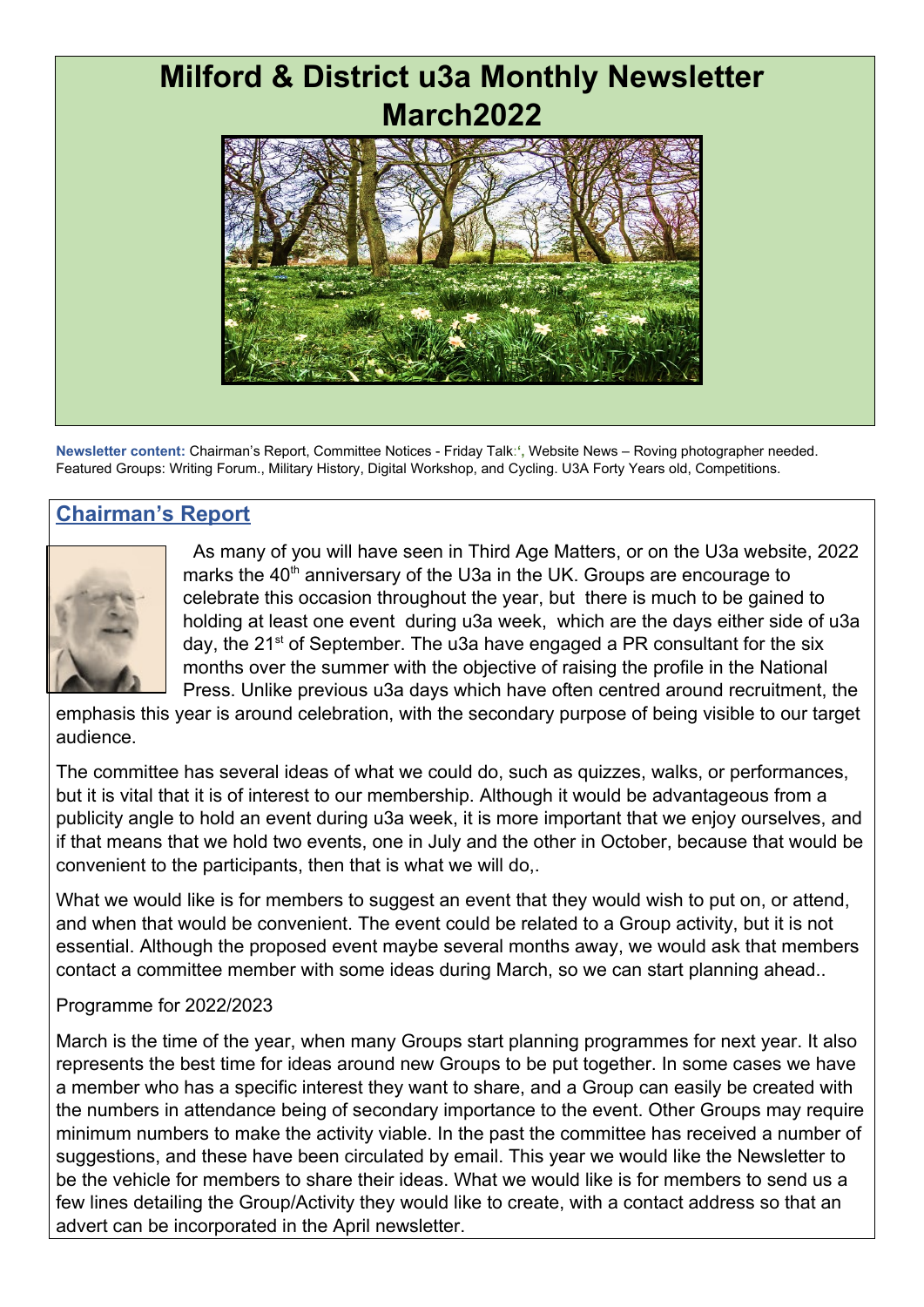# Milford & District u3a Monthly Newsletter March2022

**Newsletter content:** Chairman's Report, Committee Notices - Friday Talk:', Website News – Roving photographer needed. Featured Groups: Writing Forum., Military History, Digital Workshop, and Cycling. U3A Forty Years old, Competitions.

## Chairman's Report

As many of you will have seen in Third Age Matters, or on the U3a website, 2022 marks the 40th anniversary of the U3a in the UK. Groups are encourage to celebrate this occasion throughout the year, but there is much to be gained to holding at least one event during u3a week, which are the days either side of u3a day, the 21st of September. The u3a have engaged a PR consultant for the six months over the summer with the objective of raising the profile in the National Press. Unlike previous u3a days which have often centred around recruitment, the emphasis this year is around celebration, with the secondary purpose of being visible to our target audience.

The committee has several ideas of what we could do, such as quizzes, walks, or performances, but it is vital that it is of interest to our membership. Although it would be advantageous from a publicity angle to hold an event during u3a week, it is more important that we enjoy ourselves, and if that means that we hold two events, one in July and the other in October, because that would be convenient to the participants, then that is what we will do,.

What we would like is for members to suggest an event that they would wish to put on, or attend, and when that would be convenient. The event could be related to a Group activity, but it is not essential. Although the proposed event maybe several months away, we would ask that members contact a committee member with some ideas during March, so we can start planning ahead..

Programme for 2022/2023

March is the time of the year, when many Groups start planning programmes for next year. It also represents the best time for ideas around new Groups to be put together. In some cases we have a member who has a specific interest they want to share, and a Group can easily be created with the numbers in attendance being of secondary importance to the event. Other Groups may require minimum numbers to make the activity viable. In the past the committee has received a number of suggestions, and these have been circulated by email. This year we would like the Newsletter to be the vehicle for members to share their ideas. What we would like is for members to send us a few lines detailing the Group/Activity they would like to create, with a contact address so that an advert can be incorporated in the April newsletter.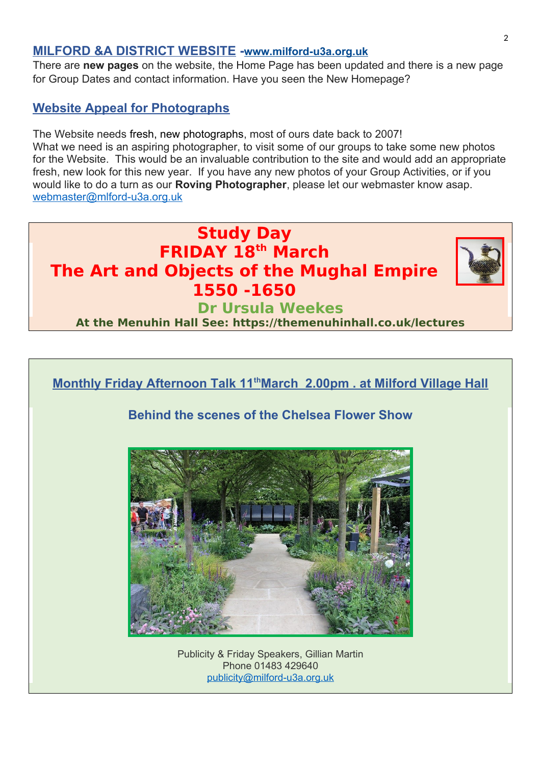## MILFORD &A DISTRICT WEBSITE -www.milford-u3a.org.uk

There are **new pages** on the website, the Home Page has been updated and there is a new page for Group Dates and contact information. Have you seen the New Homepage?

## Website Appeal for Photographs

The Website needs fresh, new photographs, most of ours date back to 2007!
What we need is an aspiring photographer, to visit some of our groups to take some new photos for the Website. This would be an invaluable contribution to the site and would add an appropriate fresh, new look for this new year. If you have any new photos of your Group Activities, or if you would like to do a turn as our **Roving Photographer**, please let our webmaster know asap.
webmaster@mlford-u3a.org.uk

## Study Day
## FRIDAY 18th March
## The Art and Objects of the Mughal Empire 1550 -1650

**Dr Ursula Weekes**

**At the Menuhin Hall See: https://themenuhinhall.co.uk/lectures**

## Monthly Friday Afternoon Talk 11th March 2.00pm . at Milford Village Hall

**Behind the scenes of the Chelsea Flower Show**

Publicity & Friday Speakers, Gillian Martin
Phone 01483 429640
publicity@milford-u3a.org.uk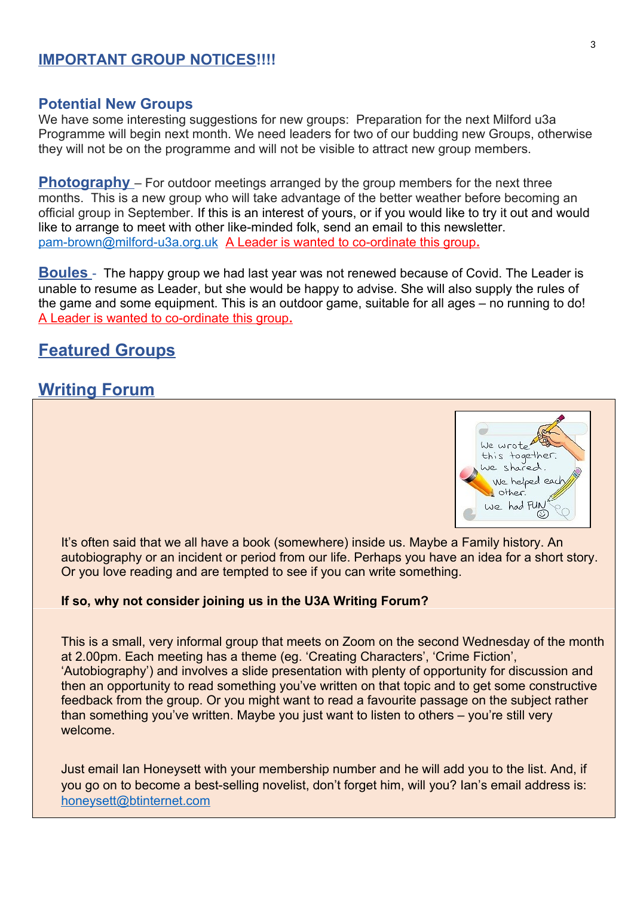## IMPORTANT GROUP NOTICES!!!!

### Potential New Groups

We have some interesting suggestions for new groups: Preparation for the next Milford u3a Programme will begin next month. We need leaders for two of our budding new Groups, otherwise they will not be on the programme and will not be visible to attract new group members.

**Photography** – For outdoor meetings arranged by the group members for the next three months. This is a new group who will take advantage of the better weather before becoming an official group in September. If this is an interest of yours, or if you would like to try it out and would like to arrange to meet with other like-minded folk, send an email to this newsletter. pam-brown@milford-u3a.org.uk A Leader is wanted to co-ordinate this group.

**Boules** - The happy group we had last year was not renewed because of Covid. The Leader is unable to resume as Leader, but she would be happy to advise. She will also supply the rules of the game and some equipment. This is an outdoor game, suitable for all ages – no running to do! A Leader is wanted to co-ordinate this group.

## Featured Groups

## Writing Forum

It's often said that we all have a book (somewhere) inside us. Maybe a Family history. An autobiography or an incident or period from our life. Perhaps you have an idea for a short story. Or you love reading and are tempted to see if you can write something.

**If so, why not consider joining us in the U3A Writing Forum?**

This is a small, very informal group that meets on Zoom on the second Wednesday of the month at 2.00pm. Each meeting has a theme (eg. 'Creating Characters', 'Crime Fiction', 'Autobiography') and involves a slide presentation with plenty of opportunity for discussion and then an opportunity to read something you've written on that topic and to get some constructive feedback from the group. Or you might want to read a favourite passage on the subject rather than something you've written. Maybe you just want to listen to others – you're still very welcome.

Just email Ian Honeysett with your membership number and he will add you to the list. And, if you go on to become a best-selling novelist, don't forget him, will you? Ian's email address is: honeysett@btinternet.com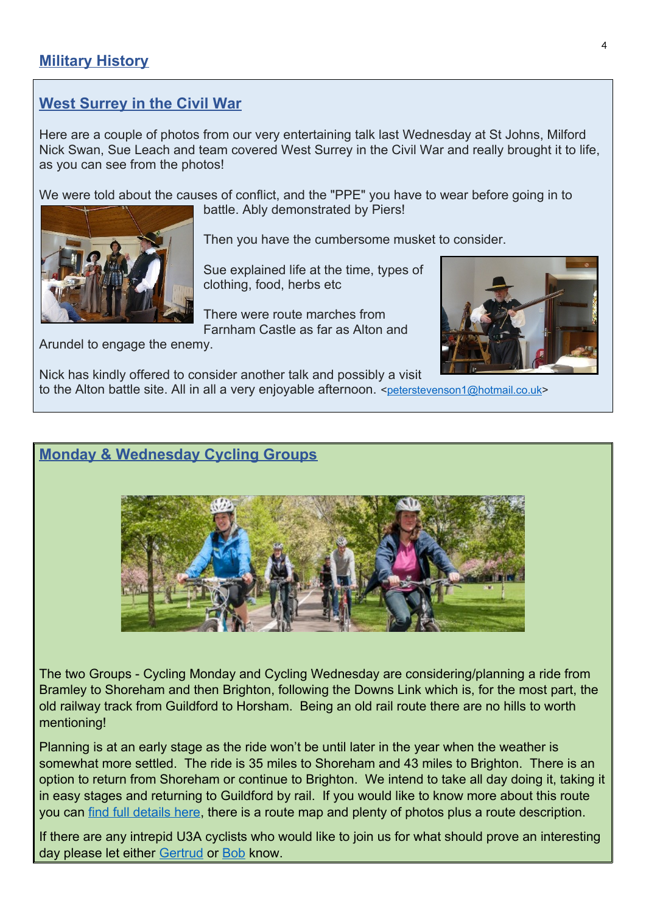# Military History

## West Surrey in the Civil War

Here are a couple of photos from our very entertaining talk last Wednesday at St Johns, Milford Nick Swan, Sue Leach and team covered West Surrey in the Civil War and really brought it to life, as you can see from the photos!

We were told about the causes of conflict, and the "PPE" you have to wear before going in to battle. Ably demonstrated by Piers!

Then you have the cumbersome musket to consider.

Sue explained life at the time, types of clothing, food, herbs etc

There were route marches from Farnham Castle as far as Alton and Arundel to engage the enemy.

Nick has kindly offered to consider another talk and possibly a visit to the Alton battle site. All in all a very enjoyable afternoon. <peterstevenson1@hotmail.co.uk>

## Monday & Wednesday Cycling Groups

The two Groups - Cycling Monday and Cycling Wednesday are considering/planning a ride from Bramley to Shoreham and then Brighton, following the Downs Link which is, for the most part, the old railway track from Guildford to Horsham. Being an old rail route there are no hills to worth mentioning!

Planning is at an early stage as the ride won't be until later in the year when the weather is somewhat more settled. The ride is 35 miles to Shoreham and 43 miles to Brighton. There is an option to return from Shoreham or continue to Brighton. We intend to take all day doing it, taking it in easy stages and returning to Guildford by rail. If you would like to know more about this route you can find full details here, there is a route map and plenty of photos plus a route description.

If there are any intrepid U3A cyclists who would like to join us for what should prove an interesting day please let either Gertrud or Bob know.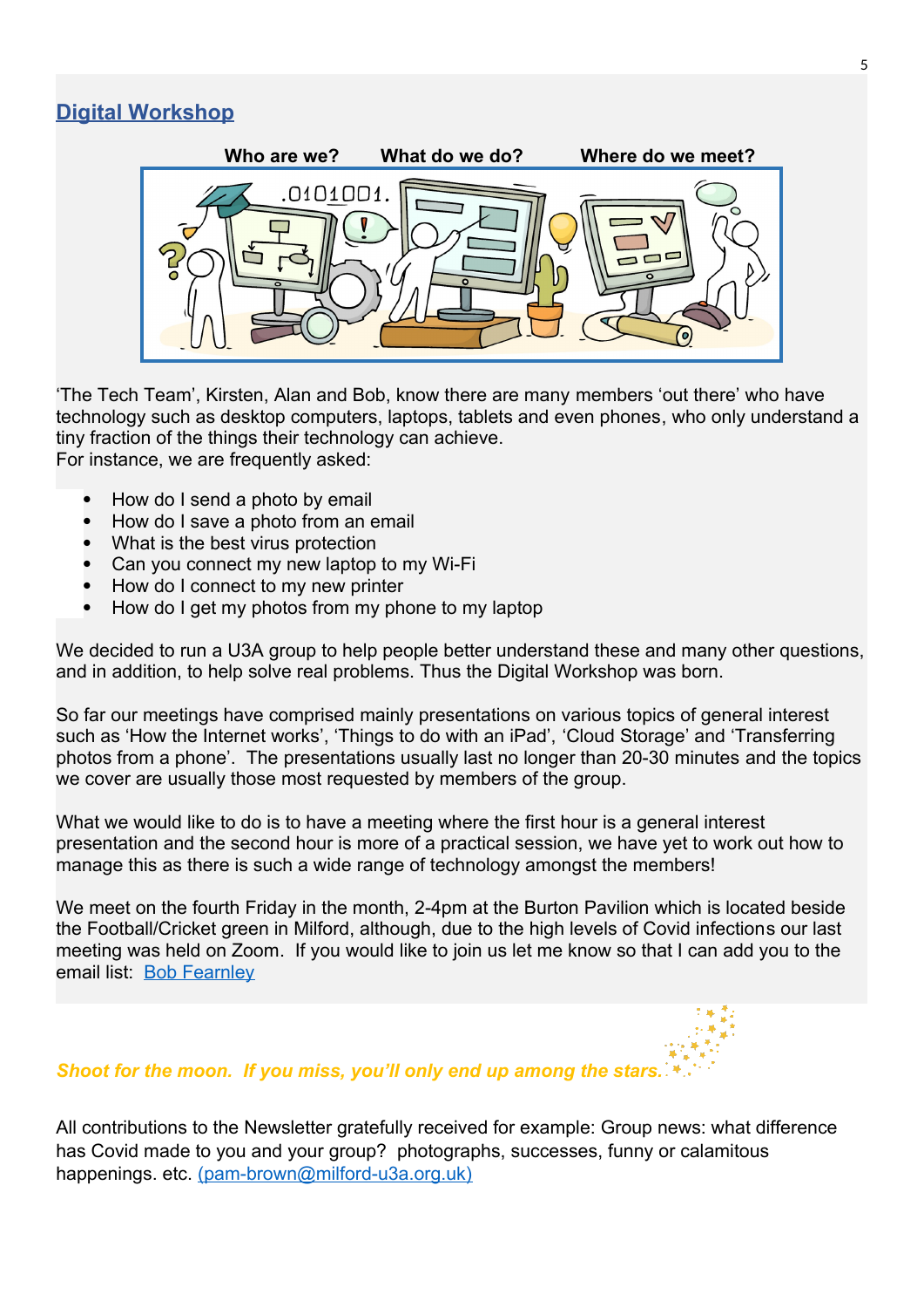## Digital Workshop

**Who are we? What do we do? Where do we meet?**

'The Tech Team', Kirsten, Alan and Bob, know there are many members 'out there' who have technology such as desktop computers, laptops, tablets and even phones, who only understand a tiny fraction of the things their technology can achieve.
For instance, we are frequently asked:

- How do I send a photo by email
- How do I save a photo from an email
- What is the best virus protection
- Can you connect my new laptop to my Wi-Fi
- How do I connect to my new printer
- How do I get my photos from my phone to my laptop

We decided to run a U3A group to help people better understand these and many other questions, and in addition, to help solve real problems. Thus the Digital Workshop was born.

So far our meetings have comprised mainly presentations on various topics of general interest such as 'How the Internet works', 'Things to do with an iPad', 'Cloud Storage' and 'Transferring photos from a phone'. The presentations usually last no longer than 20-30 minutes and the topics we cover are usually those most requested by members of the group.

What we would like to do is to have a meeting where the first hour is a general interest presentation and the second hour is more of a practical session, we have yet to work out how to manage this as there is such a wide range of technology amongst the members!

We meet on the fourth Friday in the month, 2-4pm at the Burton Pavilion which is located beside the Football/Cricket green in Milford, although, due to the high levels of Covid infections our last meeting was held on Zoom. If you would like to join us let me know so that I can add you to the email list: Bob Fearnley

***Shoot for the moon. If you miss, you'll only end up among the stars.***

All contributions to the Newsletter gratefully received for example: Group news: what difference has Covid made to you and your group? photographs, successes, funny or calamitous happenings. etc. (pam-brown@milford-u3a.org.uk)